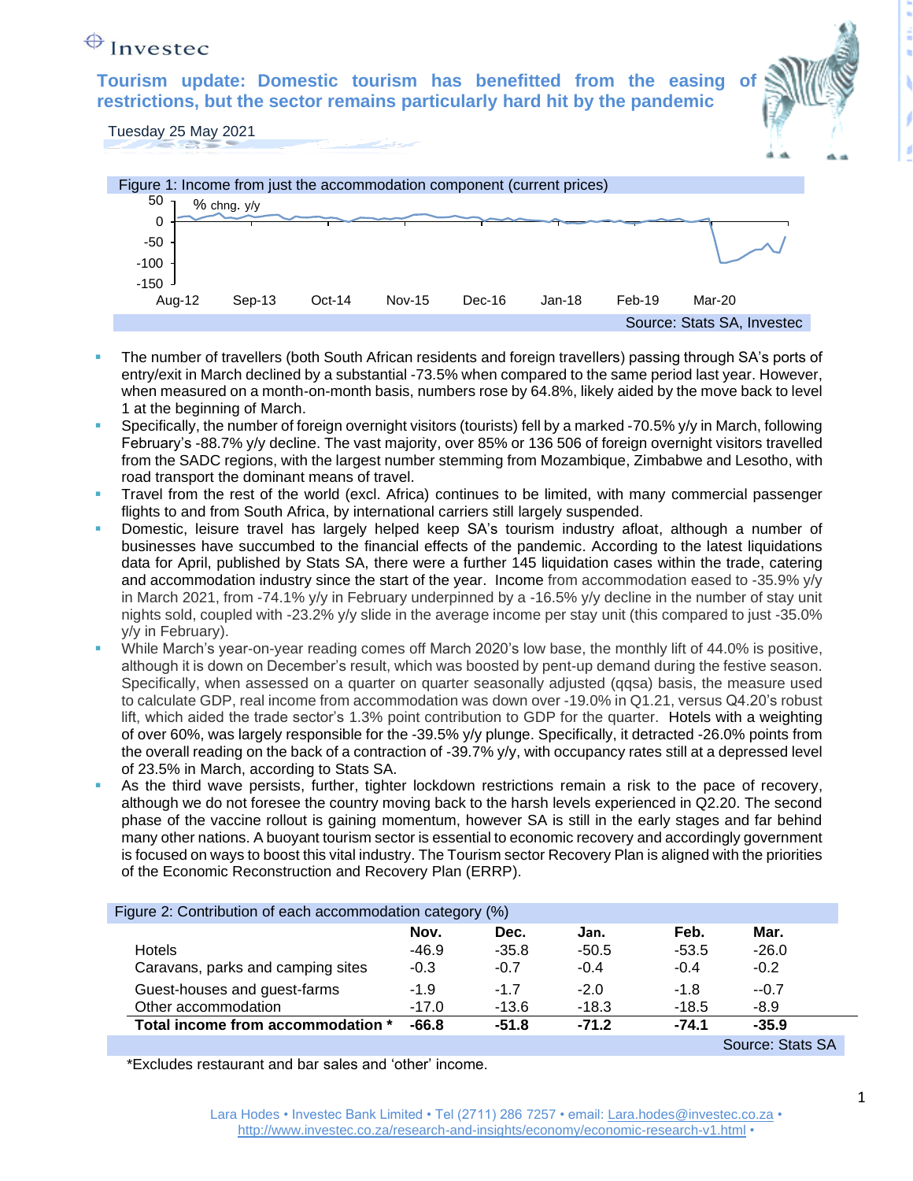Investec

# Tourism update: Domestic tourism has benefitted from the easing of restrictions, but the sector remains particularly hard hit by the pandemic

Tuesday 25 May 2021

Figure 1: Income from just the accommodation component (current prices)

Source: Stats SA, Investec

- The number of travellers (both South African residents and foreign travellers) passing through SA's ports of entry/exit in March declined by a substantial -73.5% when compared to the same period last year. However, when measured on a month-on-month basis, numbers rose by 64.8%, likely aided by the move back to level 1 at the beginning of March.
- Specifically, the number of foreign overnight visitors (tourists) fell by a marked -70.5% y/y in March, following February's -88.7% y/y decline. The vast majority, over 85% or 136 506 of foreign overnight visitors travelled from the SADC regions, with the largest number stemming from Mozambique, Zimbabwe and Lesotho, with road transport the dominant means of travel.
- Travel from the rest of the world (excl. Africa) continues to be limited, with many commercial passenger flights to and from South Africa, by international carriers still largely suspended.
- Domestic, leisure travel has largely helped keep SA's tourism industry afloat, although a number of businesses have succumbed to the financial effects of the pandemic. According to the latest liquidations data for April, published by Stats SA, there were a further 145 liquidation cases within the trade, catering and accommodation industry since the start of the year. Income from accommodation eased to -35.9% y/y in March 2021, from -74.1% y/y in February underpinned by a -16.5% y/y decline in the number of stay unit nights sold, coupled with -23.2% y/y slide in the average income per stay unit (this compared to just -35.0% y/y in February).
- While March's year-on-year reading comes off March 2020's low base, the monthly lift of 44.0% is positive, although it is down on December's result, which was boosted by pent-up demand during the festive season. Specifically, when assessed on a quarter on quarter seasonally adjusted (qqsa) basis, the measure used to calculate GDP, real income from accommodation was down over -19.0% in Q1.21, versus Q4.20's robust lift, which aided the trade sector's 1.3% point contribution to GDP for the quarter. Hotels with a weighting of over 60%, was largely responsible for the -39.5% y/y plunge. Specifically, it detracted -26.0% points from the overall reading on the back of a contraction of -39.7% y/y, with occupancy rates still at a depressed level of 23.5% in March, according to Stats SA.
- As the third wave persists, further, tighter lockdown restrictions remain a risk to the pace of recovery, although we do not foresee the country moving back to the harsh levels experienced in Q2.20. The second phase of the vaccine rollout is gaining momentum, however SA is still in the early stages and far behind many other nations. A buoyant tourism sector is essential to economic recovery and accordingly government is focused on ways to boost this vital industry. The Tourism sector Recovery Plan is aligned with the priorities of the Economic Reconstruction and Recovery Plan (ERRP).

Figure 2: Contribution of each accommodation category (%)

| | Nov. | Dec. | Jan. | Feb. | Mar. |
|---|---|---|---|---|---|
| Hotels | -46.9 | -35.8 | -50.5 | -53.5 | -26.0 |
| Caravans, parks and camping sites | -0.3 | -0.7 | -0.4 | -0.4 | -0.2 |
| Guest-houses and guest-farms | -1.9 | -1.7 | -2.0 | -1.8 | --0.7 |
| Other accommodation | -17.0 | -13.6 | -18.3 | -18.5 | -8.9 |
| **Total income from accommodation *** | **-66.8** | **-51.8** | **-71.2** | **-74.1** | **-35.9** |

Source: Stats SA

*Excludes restaurant and bar sales and 'other' income.

Lara Hodes • Investec Bank Limited • Tel (2711) 286 7257 • email: Lara.hodes@investec.co.za • http://www.investec.co.za/research-and-insights/economy/economic-research-v1.html •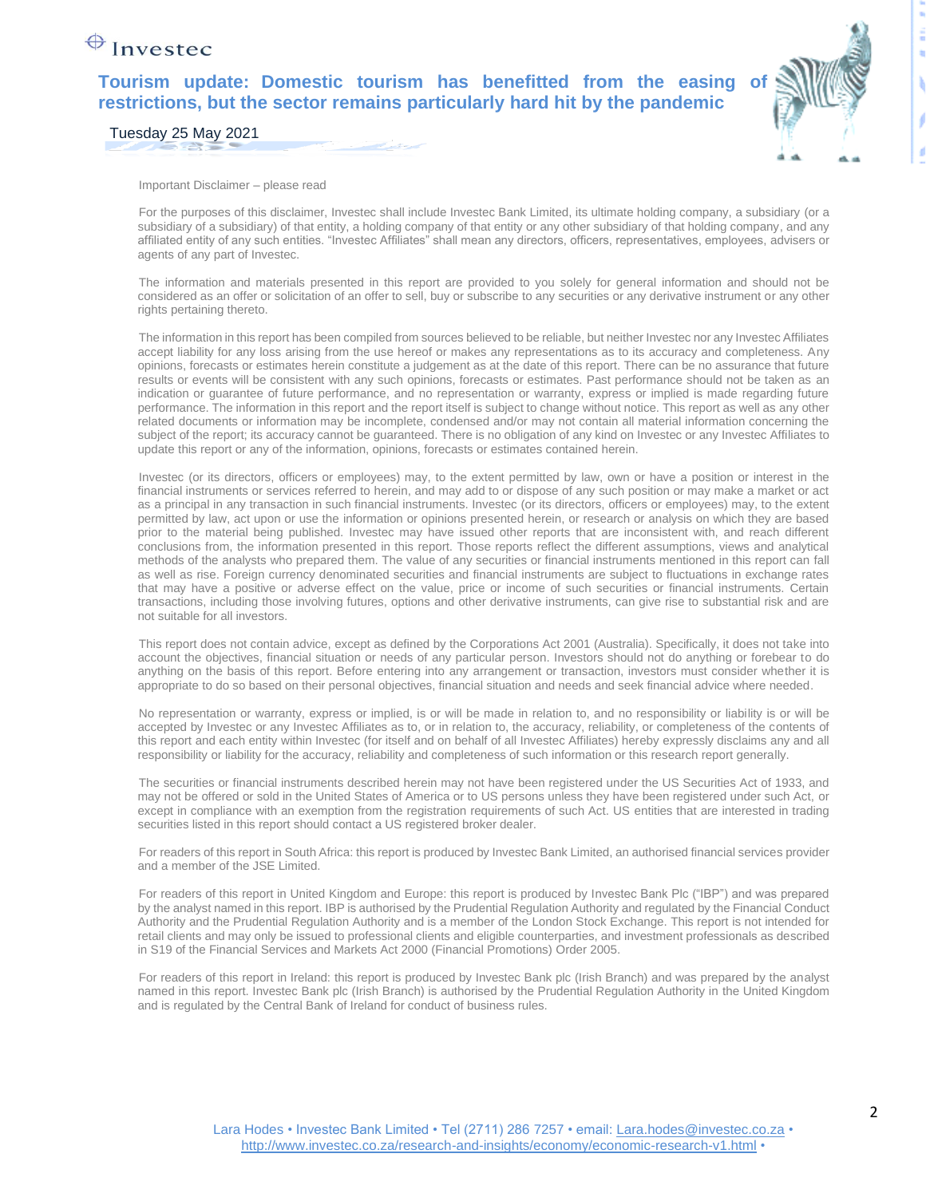Important Disclaimer – please read

For the purposes of this disclaimer, Investec shall include Investec Bank Limited, its ultimate holding company, a subsidiary (or a subsidiary of a subsidiary) of that entity, a holding company of that entity or any other subsidiary of that holding company, and any affiliated entity of any such entities. "Investec Affiliates" shall mean any directors, officers, representatives, employees, advisers or agents of any part of Investec.

The information and materials presented in this report are provided to you solely for general information and should not be considered as an offer or solicitation of an offer to sell, buy or subscribe to any securities or any derivative instrument or any other rights pertaining thereto.

The information in this report has been compiled from sources believed to be reliable, but neither Investec nor any Investec Affiliates accept liability for any loss arising from the use hereof or makes any representations as to its accuracy and completeness. Any opinions, forecasts or estimates herein constitute a judgement as at the date of this report. There can be no assurance that future results or events will be consistent with any such opinions, forecasts or estimates. Past performance should not be taken as an indication or guarantee of future performance, and no representation or warranty, express or implied is made regarding future performance. The information in this report and the report itself is subject to change without notice. This report as well as any other related documents or information may be incomplete, condensed and/or may not contain all material information concerning the subject of the report; its accuracy cannot be guaranteed. There is no obligation of any kind on Investec or any Investec Affiliates to update this report or any of the information, opinions, forecasts or estimates contained herein.

Investec (or its directors, officers or employees) may, to the extent permitted by law, own or have a position or interest in the financial instruments or services referred to herein, and may add to or dispose of any such position or may make a market or act as a principal in any transaction in such financial instruments. Investec (or its directors, officers or employees) may, to the extent permitted by law, act upon or use the information or opinions presented herein, or research or analysis on which they are based prior to the material being published. Investec may have issued other reports that are inconsistent with, and reach different conclusions from, the information presented in this report. Those reports reflect the different assumptions, views and analytical methods of the analysts who prepared them. The value of any securities or financial instruments mentioned in this report can fall as well as rise. Foreign currency denominated securities and financial instruments are subject to fluctuations in exchange rates that may have a positive or adverse effect on the value, price or income of such securities or financial instruments. Certain transactions, including those involving futures, options and other derivative instruments, can give rise to substantial risk and are not suitable for all investors.

This report does not contain advice, except as defined by the Corporations Act 2001 (Australia). Specifically, it does not take into account the objectives, financial situation or needs of any particular person. Investors should not do anything or forebear to do anything on the basis of this report. Before entering into any arrangement or transaction, investors must consider whether it is appropriate to do so based on their personal objectives, financial situation and needs and seek financial advice where needed.

No representation or warranty, express or implied, is or will be made in relation to, and no responsibility or liability is or will be accepted by Investec or any Investec Affiliates as to, or in relation to, the accuracy, reliability, or completeness of the contents of this report and each entity within Investec (for itself and on behalf of all Investec Affiliates) hereby expressly disclaims any and all responsibility or liability for the accuracy, reliability and completeness of such information or this research report generally.

The securities or financial instruments described herein may not have been registered under the US Securities Act of 1933, and may not be offered or sold in the United States of America or to US persons unless they have been registered under such Act, or except in compliance with an exemption from the registration requirements of such Act. US entities that are interested in trading securities listed in this report should contact a US registered broker dealer.

For readers of this report in South Africa: this report is produced by Investec Bank Limited, an authorised financial services provider and a member of the JSE Limited.

For readers of this report in United Kingdom and Europe: this report is produced by Investec Bank Plc ("IBP") and was prepared by the analyst named in this report. IBP is authorised by the Prudential Regulation Authority and regulated by the Financial Conduct Authority and the Prudential Regulation Authority and is a member of the London Stock Exchange. This report is not intended for retail clients and may only be issued to professional clients and eligible counterparties, and investment professionals as described in S19 of the Financial Services and Markets Act 2000 (Financial Promotions) Order 2005.

For readers of this report in Ireland: this report is produced by Investec Bank plc (Irish Branch) and was prepared by the analyst named in this report. Investec Bank plc (Irish Branch) is authorised by the Prudential Regulation Authority in the United Kingdom and is regulated by the Central Bank of Ireland for conduct of business rules.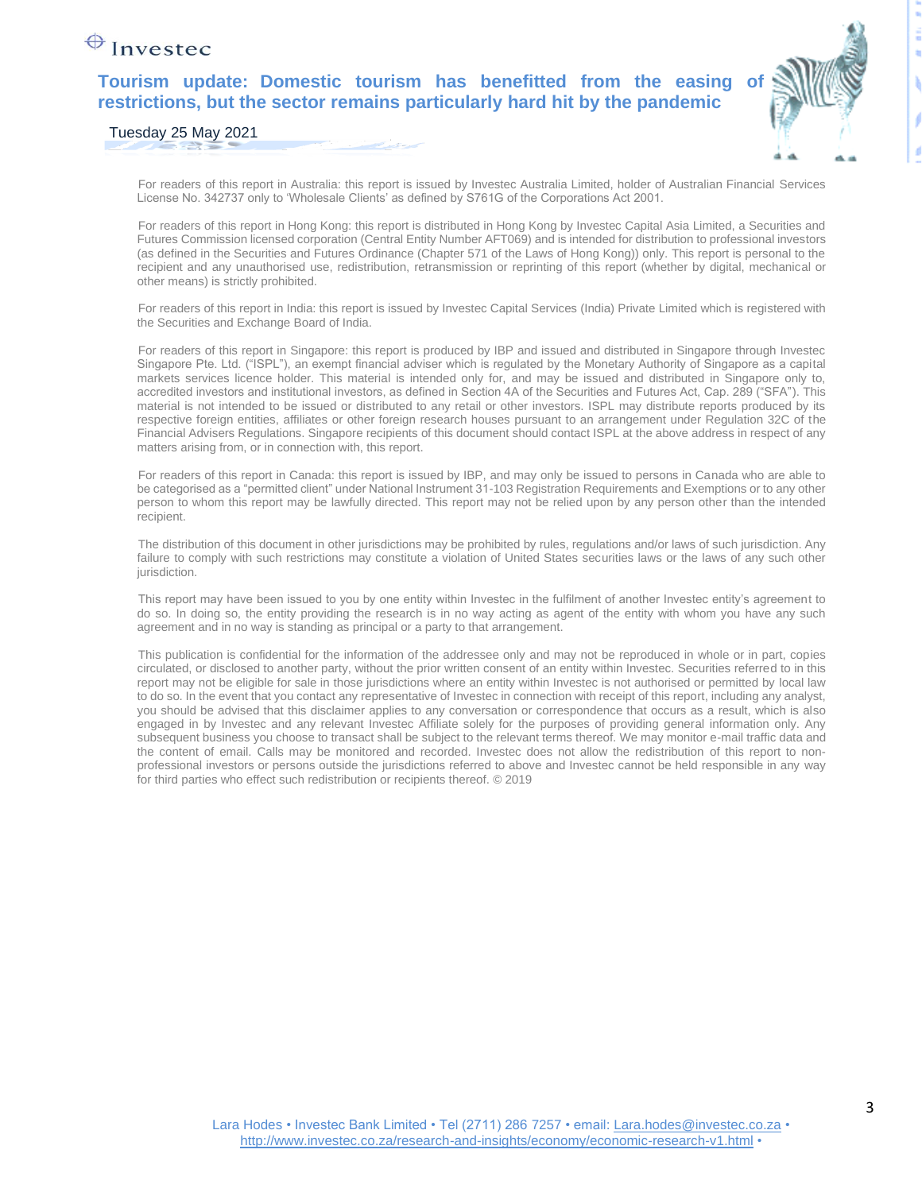For readers of this report in Australia: this report is issued by Investec Australia Limited, holder of Australian Financial Services License No. 342737 only to 'Wholesale Clients' as defined by S761G of the Corporations Act 2001.

For readers of this report in Hong Kong: this report is distributed in Hong Kong by Investec Capital Asia Limited, a Securities and Futures Commission licensed corporation (Central Entity Number AFT069) and is intended for distribution to professional investors (as defined in the Securities and Futures Ordinance (Chapter 571 of the Laws of Hong Kong)) only. This report is personal to the recipient and any unauthorised use, redistribution, retransmission or reprinting of this report (whether by digital, mechanical or other means) is strictly prohibited.

For readers of this report in India: this report is issued by Investec Capital Services (India) Private Limited which is registered with the Securities and Exchange Board of India.

For readers of this report in Singapore: this report is produced by IBP and issued and distributed in Singapore through Investec Singapore Pte. Ltd. ("ISPL"), an exempt financial adviser which is regulated by the Monetary Authority of Singapore as a capital markets services licence holder. This material is intended only for, and may be issued and distributed in Singapore only to, accredited investors and institutional investors, as defined in Section 4A of the Securities and Futures Act, Cap. 289 ("SFA"). This material is not intended to be issued or distributed to any retail or other investors. ISPL may distribute reports produced by its respective foreign entities, affiliates or other foreign research houses pursuant to an arrangement under Regulation 32C of the Financial Advisers Regulations. Singapore recipients of this document should contact ISPL at the above address in respect of any matters arising from, or in connection with, this report.

For readers of this report in Canada: this report is issued by IBP, and may only be issued to persons in Canada who are able to be categorised as a "permitted client" under National Instrument 31-103 Registration Requirements and Exemptions or to any other person to whom this report may be lawfully directed. This report may not be relied upon by any person other than the intended recipient.

The distribution of this document in other jurisdictions may be prohibited by rules, regulations and/or laws of such jurisdiction. Any failure to comply with such restrictions may constitute a violation of United States securities laws or the laws of any such other jurisdiction.

This report may have been issued to you by one entity within Investec in the fulfilment of another Investec entity's agreement to do so. In doing so, the entity providing the research is in no way acting as agent of the entity with whom you have any such agreement and in no way is standing as principal or a party to that arrangement.

This publication is confidential for the information of the addressee only and may not be reproduced in whole or in part, copies circulated, or disclosed to another party, without the prior written consent of an entity within Investec. Securities referred to in this report may not be eligible for sale in those jurisdictions where an entity within Investec is not authorised or permitted by local law to do so. In the event that you contact any representative of Investec in connection with receipt of this report, including any analyst, you should be advised that this disclaimer applies to any conversation or correspondence that occurs as a result, which is also engaged in by Investec and any relevant Investec Affiliate solely for the purposes of providing general information only. Any subsequent business you choose to transact shall be subject to the relevant terms thereof. We may monitor e-mail traffic data and the content of email. Calls may be monitored and recorded. Investec does not allow the redistribution of this report to non-professional investors or persons outside the jurisdictions referred to above and Investec cannot be held responsible in any way for third parties who effect such redistribution or recipients thereof. © 2019